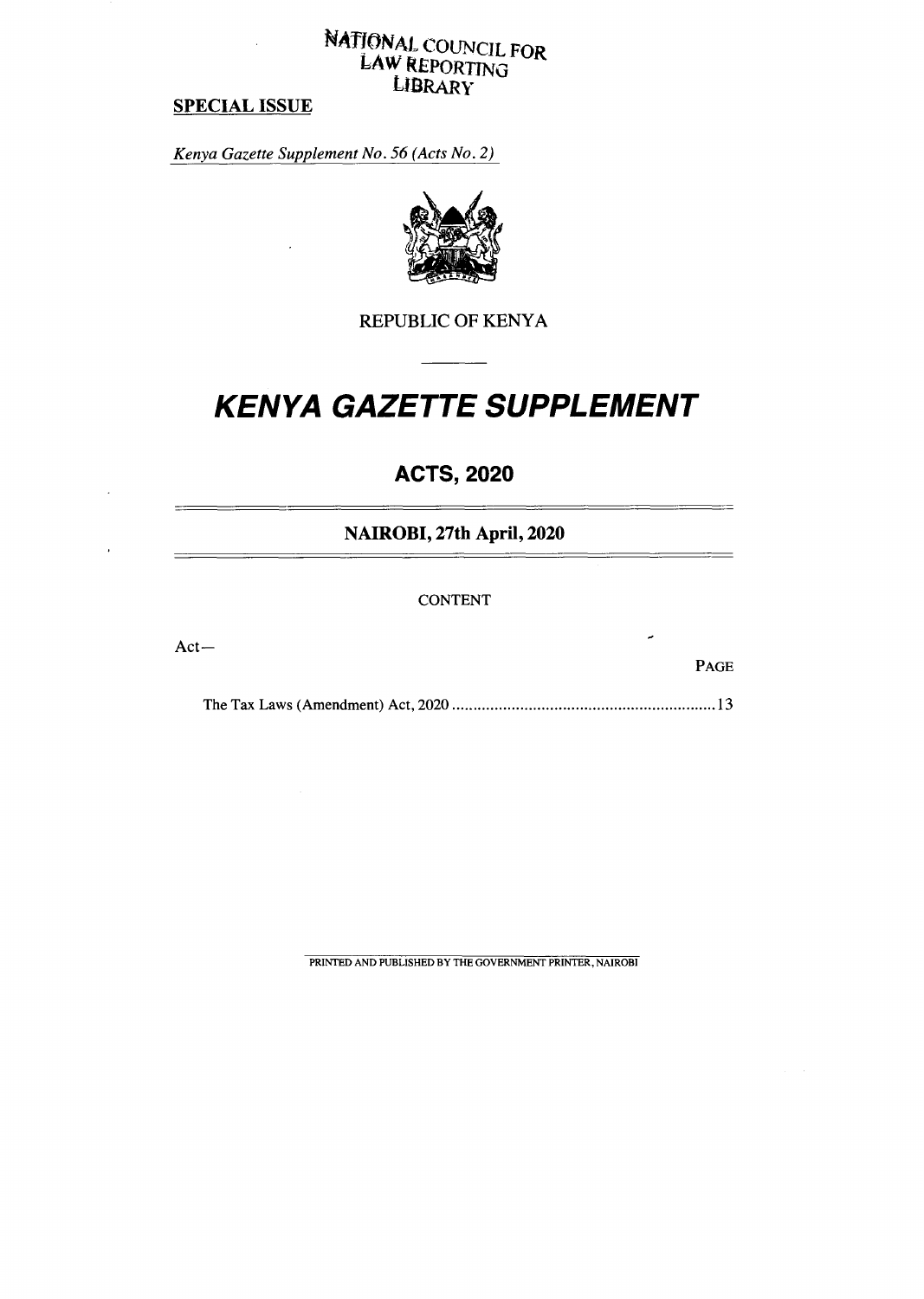NATIONAL COUNCIL FOR LAW REPORTING LIBRARY

**SPECIAL ISSUE**

*Kenya Gazette Supplement No. 56 (Acts No. 2)*

REPUBLIC OF KENYA

# *KENYA GAZETTE SUPPLEMENT*

## ACTS, 2020

### NAIROBI, 27th April, 2020

CONTENT

Act—

PAGE

The Tax Laws (Amendment) Act, 2020 ............................................................ 13

PRINTED AND PUBLISHED BY THE GOVERNMENT PRINTER, NAIROBI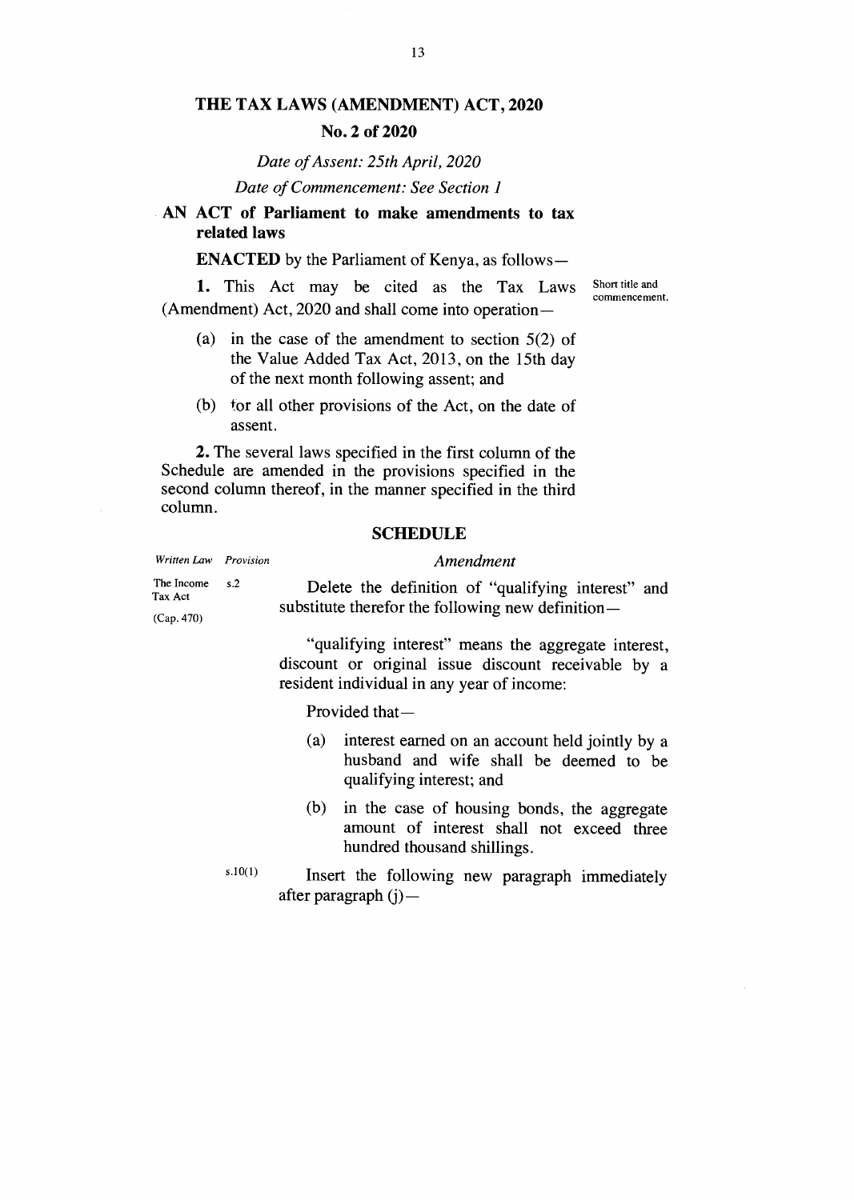# THE TAX LAWS (AMENDMENT) ACT, 2020

## No. 2 of 2020

*Date of Assent: 25th April, 2020*

*Date of Commencement: See Section 1*

**AN ACT of Parliament to make amendments to tax related laws**

**ENACTED** by the Parliament of Kenya, as follows—

Short title and commencement.

**1.** This Act may be cited as the Tax Laws (Amendment) Act, 2020 and shall come into operation—

- (a) in the case of the amendment to section 5(2) of the Value Added Tax Act, 2013, on the 15th day of the next month following assent; and
- (b) for all other provisions of the Act, on the date of assent.

**2.** The several laws specified in the first column of the Schedule are amended in the provisions specified in the second column thereof, in the manner specified in the third column.

### SCHEDULE

| *Written Law* | *Provision* | *Amendment* |
|---|---|---|
| The Income Tax Act (Cap. 470) | s.2 | Delete the definition of "qualifying interest" and substitute therefor the following new definition— <br><br> "qualifying interest" means the aggregate interest, discount or original issue discount receivable by a resident individual in any year of income: <br><br> Provided that— <br><br> (a) interest earned on an account held jointly by a husband and wife shall be deemed to be qualifying interest; and <br><br> (b) in the case of housing bonds, the aggregate amount of interest shall not exceed three hundred thousand shillings. |
| | s.10(1) | Insert the following new paragraph immediately after paragraph (j)— |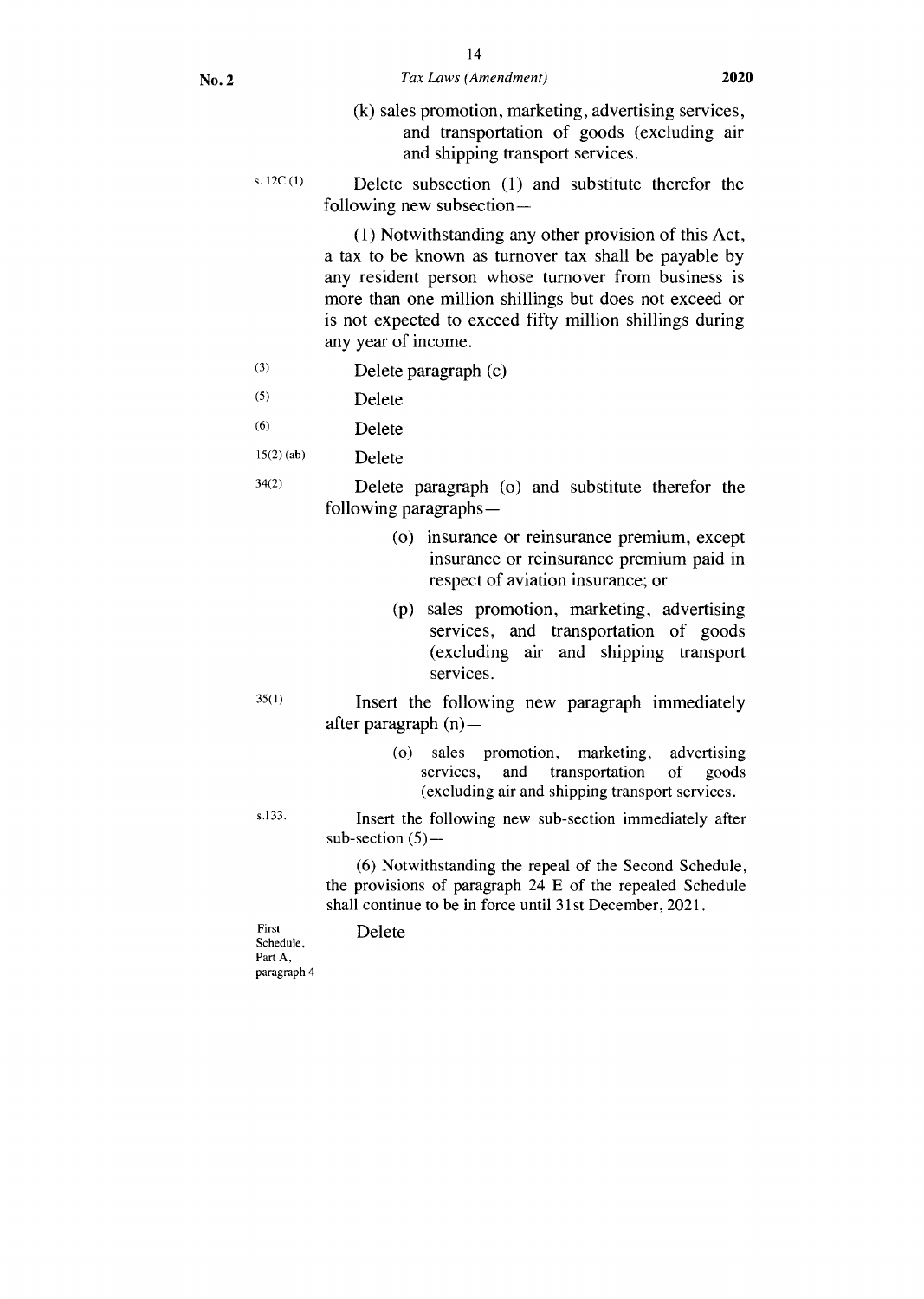(k) sales promotion, marketing, advertising services, and transportation of goods (excluding air and shipping transport services.

s. 12C (1) Delete subsection (1) and substitute therefor the following new subsection—

(1) Notwithstanding any other provision of this Act, a tax to be known as turnover tax shall be payable by any resident person whose turnover from business is more than one million shillings but does not exceed or is not expected to exceed fifty million shillings during any year of income.

(3) Delete paragraph (c)

(5) Delete

(6) Delete

15(2) (ab) Delete

34(2) Delete paragraph (o) and substitute therefor the following paragraphs—

(o) insurance or reinsurance premium, except insurance or reinsurance premium paid in respect of aviation insurance; or

(p) sales promotion, marketing, advertising services, and transportation of goods (excluding air and shipping transport services.

35(1) Insert the following new paragraph immediately after paragraph (n)—

(o) sales promotion, marketing, advertising services, and transportation of goods (excluding air and shipping transport services.

s.133. Insert the following new sub-section immediately after sub-section (5)—

(6) Notwithstanding the repeal of the Second Schedule, the provisions of paragraph 24 E of the repealed Schedule shall continue to be in force until 31st December, 2021.

First Schedule, Part A, paragraph 4 Delete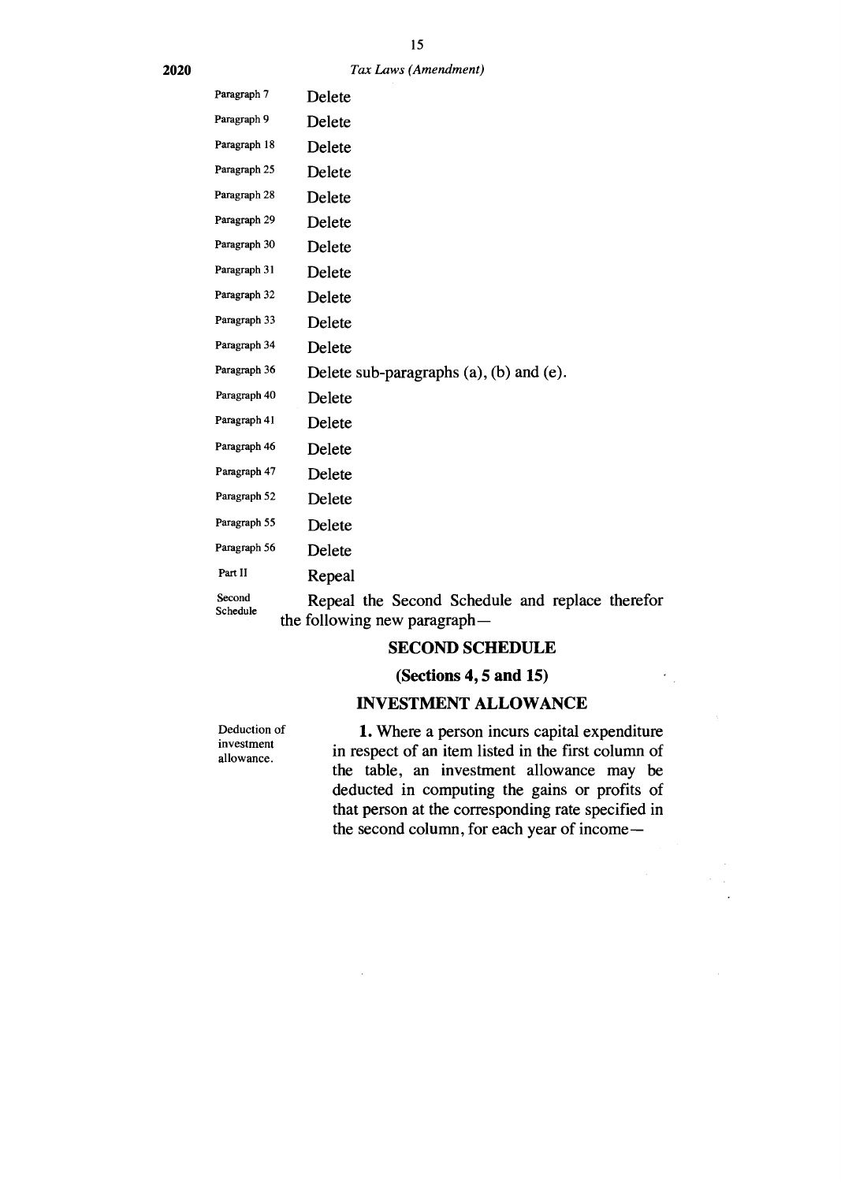| | |
|---|---|
| Paragraph 7 | Delete |
| Paragraph 9 | Delete |
| Paragraph 18 | Delete |
| Paragraph 25 | Delete |
| Paragraph 28 | Delete |
| Paragraph 29 | Delete |
| Paragraph 30 | Delete |
| Paragraph 31 | Delete |
| Paragraph 32 | Delete |
| Paragraph 33 | Delete |
| Paragraph 34 | Delete |
| Paragraph 36 | Delete sub-paragraphs (a), (b) and (e). |
| Paragraph 40 | Delete |
| Paragraph 41 | Delete |
| Paragraph 46 | Delete |
| Paragraph 47 | Delete |
| Paragraph 52 | Delete |
| Paragraph 55 | Delete |
| Paragraph 56 | Delete |
| Part II | Repeal |
| Second Schedule | Repeal the Second Schedule and replace therefor the following new paragraph— |

**SECOND SCHEDULE**

**(Sections 4, 5 and 15)**

**INVESTMENT ALLOWANCE**

Deduction of investment allowance.

**1.** Where a person incurs capital expenditure in respect of an item listed in the first column of the table, an investment allowance may be deducted in computing the gains or profits of that person at the corresponding rate specified in the second column, for each year of income—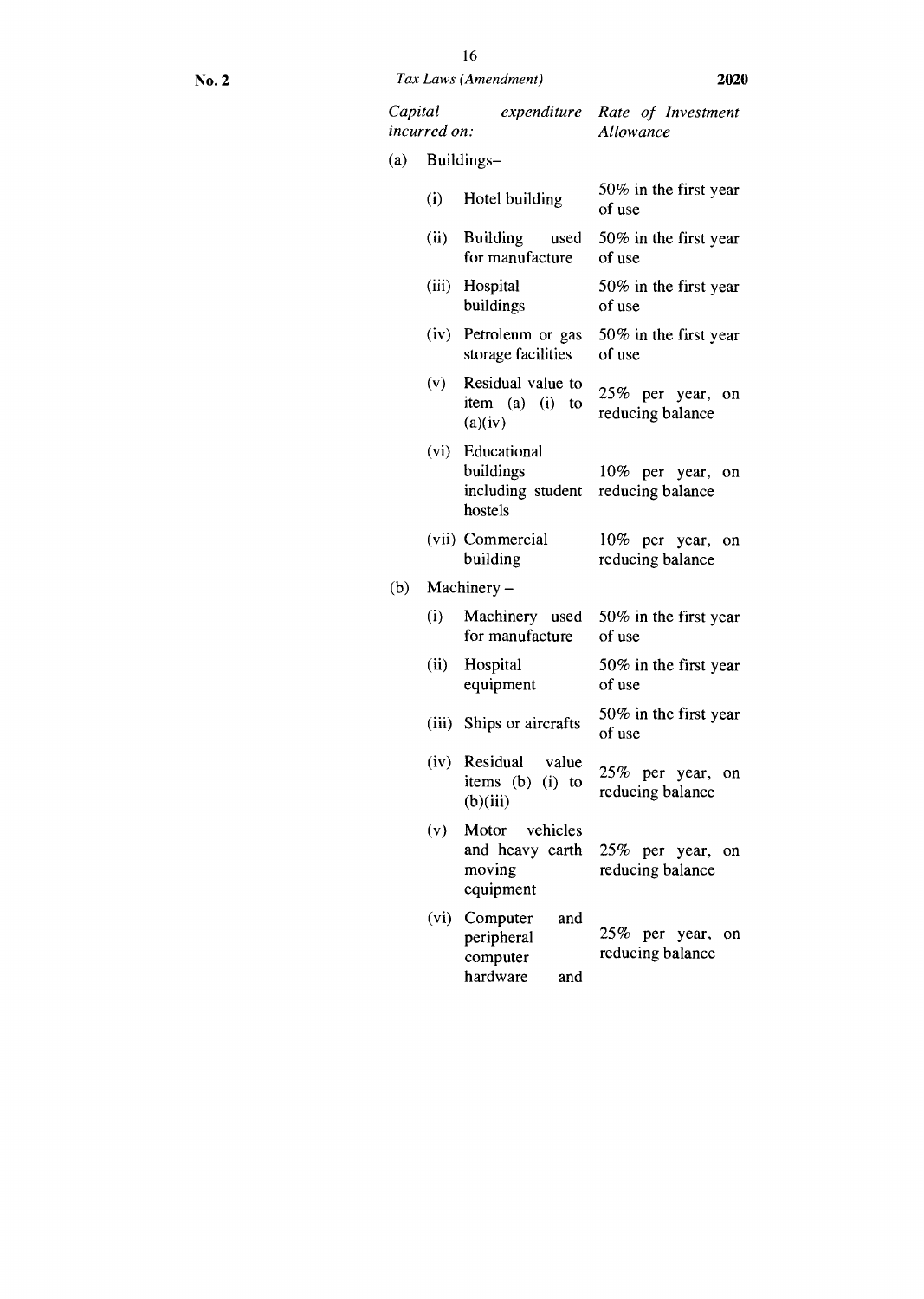| *Capital expenditure incurred on:* | | | *Rate of Investment Allowance* |
|---|---|---|---|
| (a) | Buildings– | | |
| | (i) | Hotel building | 50% in the first year of use |
| | (ii) | Building used for manufacture | 50% in the first year of use |
| | (iii) | Hospital buildings | 50% in the first year of use |
| | (iv) | Petroleum or gas storage facilities | 50% in the first year of use |
| | (v) | Residual value to item (a) (i) to (a)(iv) | 25% per year, on reducing balance |
| | (vi) | Educational buildings including student hostels | 10% per year, on reducing balance |
| | (vii) | Commercial building | 10% per year, on reducing balance |
| (b) | Machinery – | | |
| | (i) | Machinery used for manufacture | 50% in the first year of use |
| | (ii) | Hospital equipment | 50% in the first year of use |
| | (iii) | Ships or aircrafts | 50% in the first year of use |
| | (iv) | Residual value items (b) (i) to (b)(iii) | 25% per year, on reducing balance |
| | (v) | Motor vehicles and heavy earth moving equipment | 25% per year, on reducing balance |
| | (vi) | Computer and peripheral computer hardware and | 25% per year, on reducing balance |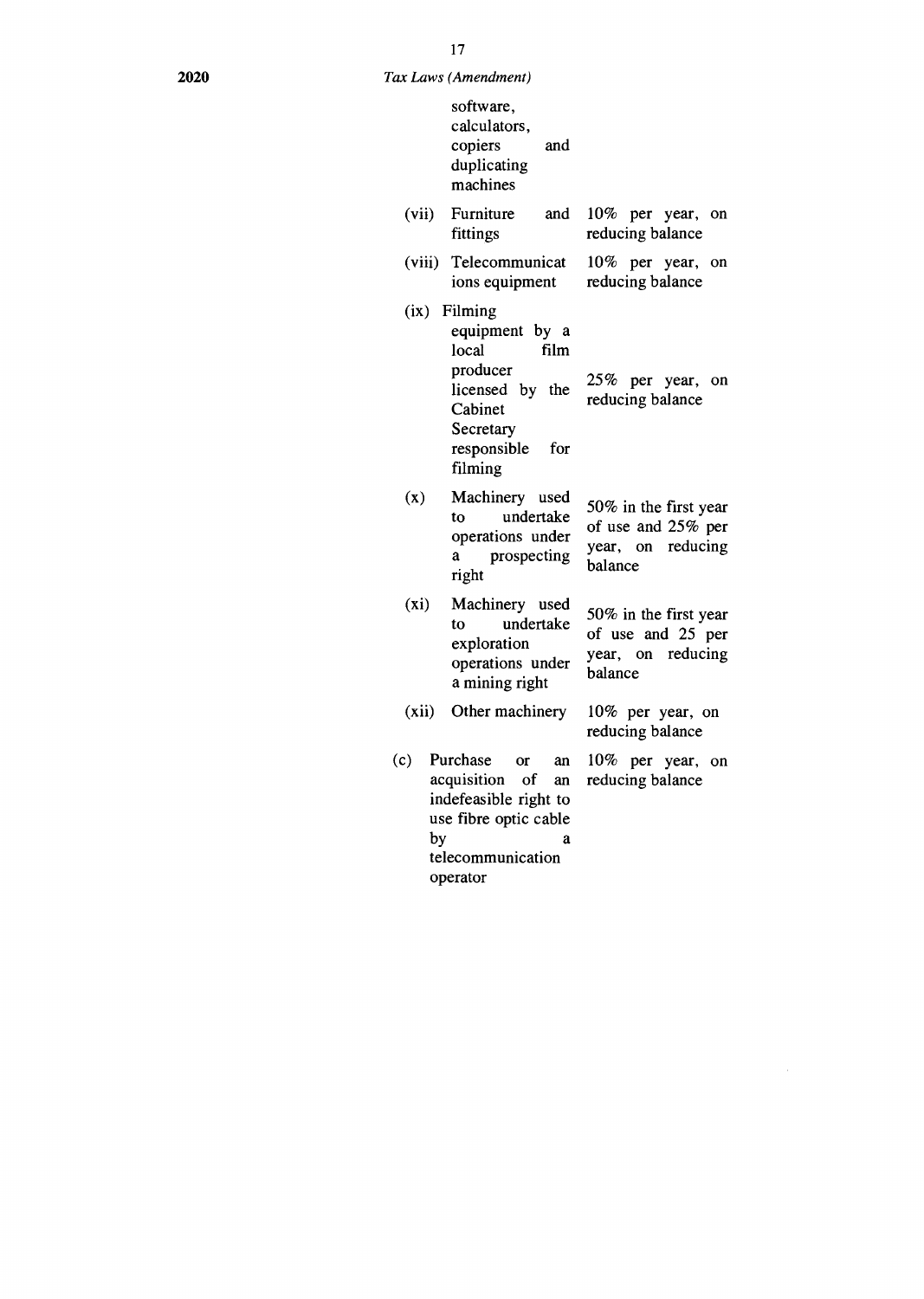| | |
|---|---|
| software, calculators, copiers and duplicating machines | |
| (vii) Furniture and fittings | 10% per year, on reducing balance |
| (viii) Telecommunications equipment | 10% per year, on reducing balance |
| (ix) Filming equipment by a local film producer licensed by the Cabinet Secretary responsible for filming | 25% per year, on reducing balance |
| (x) Machinery used to undertake operations under a prospecting right | 50% in the first year of use and 25% per year, on reducing balance |
| (xi) Machinery used to undertake exploration operations under a mining right | 50% in the first year of use and 25 per year, on reducing balance |
| (xii) Other machinery | 10% per year, on reducing balance |
| (c) Purchase or an acquisition of an indefeasible right to use fibre optic cable by a telecommunication operator | 10% per year, on reducing balance |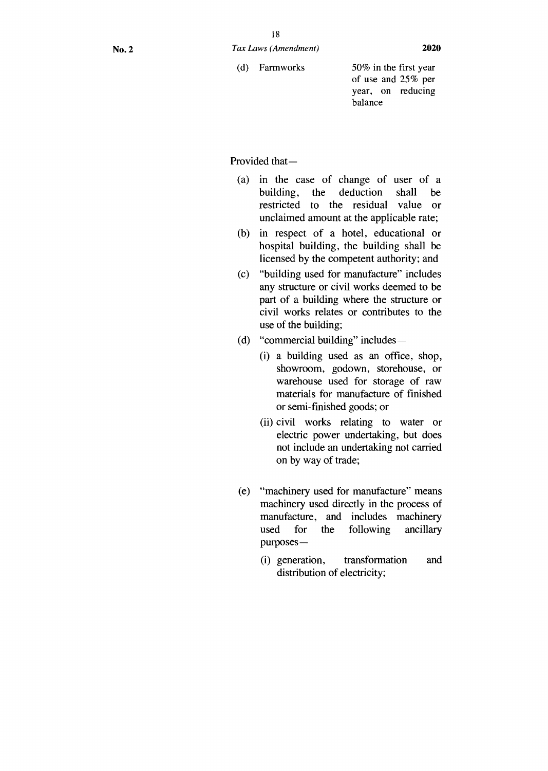| | | |
|---|---|---|
| (d) | Farmworks | 50% in the first year of use and 25% per year, on reducing balance |

Provided that—

(a) in the case of change of user of a building, the deduction shall be restricted to the residual value or unclaimed amount at the applicable rate;

(b) in respect of a hotel, educational or hospital building, the building shall be licensed by the competent authority; and

(c) "building used for manufacture" includes any structure or civil works deemed to be part of a building where the structure or civil works relates or contributes to the use of the building;

(d) "commercial building" includes—

(i) a building used as an office, shop, showroom, godown, storehouse, or warehouse used for storage of raw materials for manufacture of finished or semi-finished goods; or

(ii) civil works relating to water or electric power undertaking, but does not include an undertaking not carried on by way of trade;

(e) "machinery used for manufacture" means machinery used directly in the process of manufacture, and includes machinery used for the following ancillary purposes—

(i) generation, transformation and distribution of electricity;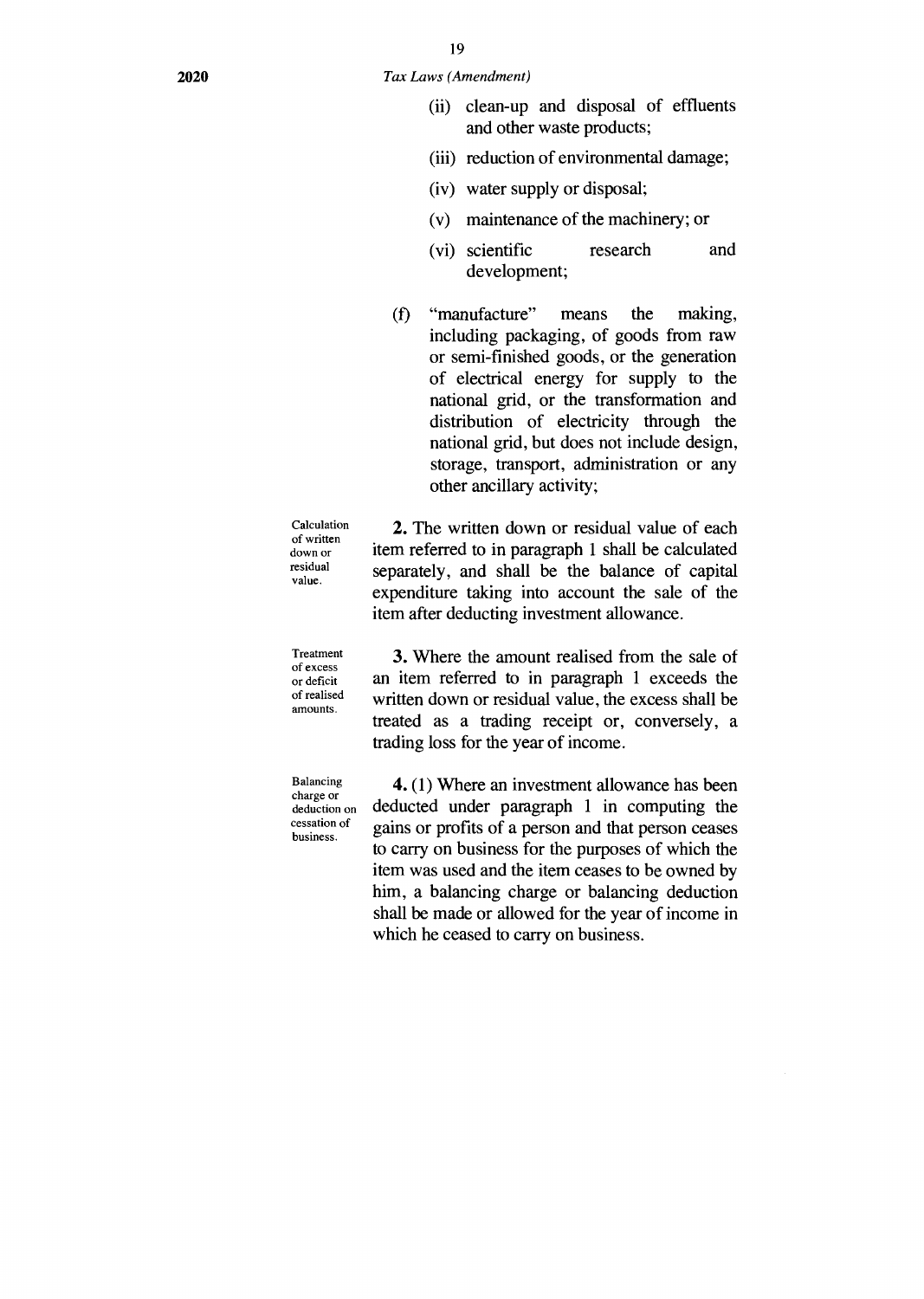(ii) clean-up and disposal of effluents and other waste products;

(iii) reduction of environmental damage;

(iv) water supply or disposal;

(v) maintenance of the machinery; or

(vi) scientific research and development;

(f) "manufacture" means the making, including packaging, of goods from raw or semi-finished goods, or the generation of electrical energy for supply to the national grid, or the transformation and distribution of electricity through the national grid, but does not include design, storage, transport, administration or any other ancillary activity;

Calculation of written down or residual value.

**2.** The written down or residual value of each item referred to in paragraph 1 shall be calculated separately, and shall be the balance of capital expenditure taking into account the sale of the item after deducting investment allowance.

Treatment of excess or deficit of realised amounts.

**3.** Where the amount realised from the sale of an item referred to in paragraph 1 exceeds the written down or residual value, the excess shall be treated as a trading receipt or, conversely, a trading loss for the year of income.

Balancing charge or deduction on cessation of business.

**4.** (1) Where an investment allowance has been deducted under paragraph 1 in computing the gains or profits of a person and that person ceases to carry on business for the purposes of which the item was used and the item ceases to be owned by him, a balancing charge or balancing deduction shall be made or allowed for the year of income in which he ceased to carry on business.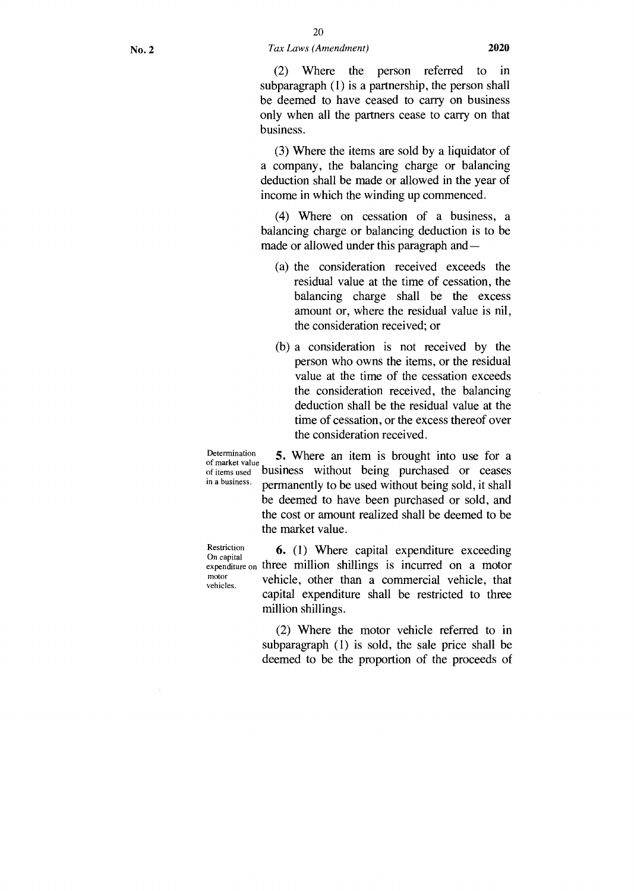(2) Where the person referred to in subparagraph (1) is a partnership, the person shall be deemed to have ceased to carry on business only when all the partners cease to carry on that business.

(3) Where the items are sold by a liquidator of a company, the balancing charge or balancing deduction shall be made or allowed in the year of income in which the winding up commenced.

(4) Where on cessation of a business, a balancing charge or balancing deduction is to be made or allowed under this paragraph and—

(a) the consideration received exceeds the residual value at the time of cessation, the balancing charge shall be the excess amount or, where the residual value is nil, the consideration received; or

(b) a consideration is not received by the person who owns the items, or the residual value at the time of the cessation exceeds the consideration received, the balancing deduction shall be the residual value at the time of cessation, or the excess thereof over the consideration received.

Determination of market value of items used in a business.

**5.** Where an item is brought into use for a business without being purchased or ceases permanently to be used without being sold, it shall be deemed to have been purchased or sold, and the cost or amount realized shall be deemed to be the market value.

Restriction On capital expenditure on motor vehicles.

**6.** (1) Where capital expenditure exceeding three million shillings is incurred on a motor vehicle, other than a commercial vehicle, that capital expenditure shall be restricted to three million shillings.

(2) Where the motor vehicle referred to in subparagraph (1) is sold, the sale price shall be deemed to be the proportion of the proceeds of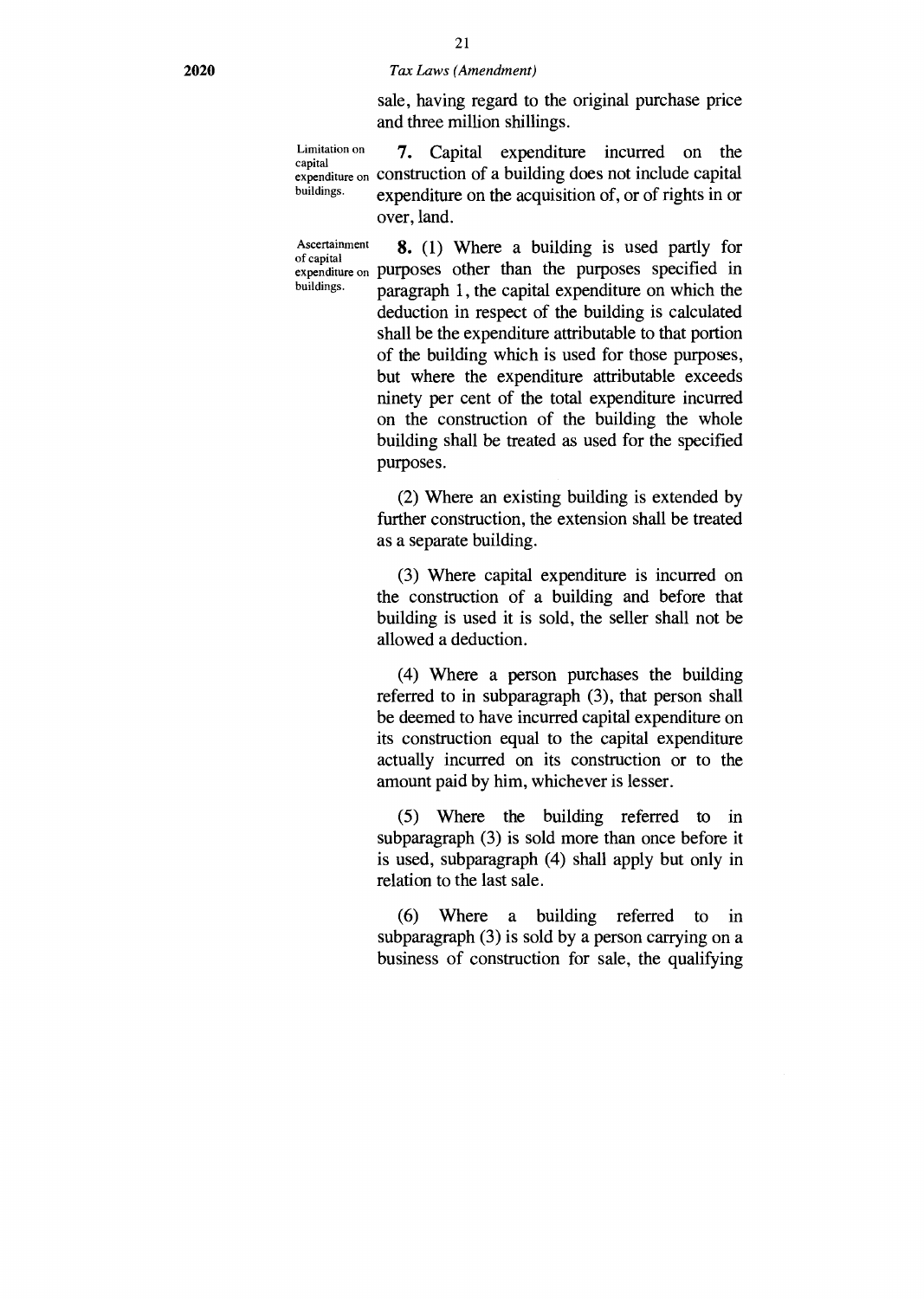sale, having regard to the original purchase price and three million shillings.

Limitation on capital expenditure on buildings.

**7.** Capital expenditure incurred on the construction of a building does not include capital expenditure on the acquisition of, or of rights in or over, land.

Ascertainment of capital expenditure on buildings.

**8.** (1) Where a building is used partly for purposes other than the purposes specified in paragraph 1, the capital expenditure on which the deduction in respect of the building is calculated shall be the expenditure attributable to that portion of the building which is used for those purposes, but where the expenditure attributable exceeds ninety per cent of the total expenditure incurred on the construction of the building the whole building shall be treated as used for the specified purposes.

(2) Where an existing building is extended by further construction, the extension shall be treated as a separate building.

(3) Where capital expenditure is incurred on the construction of a building and before that building is used it is sold, the seller shall not be allowed a deduction.

(4) Where a person purchases the building referred to in subparagraph (3), that person shall be deemed to have incurred capital expenditure on its construction equal to the capital expenditure actually incurred on its construction or to the amount paid by him, whichever is lesser.

(5) Where the building referred to in subparagraph (3) is sold more than once before it is used, subparagraph (4) shall apply but only in relation to the last sale.

(6) Where a building referred to in subparagraph (3) is sold by a person carrying on a business of construction for sale, the qualifying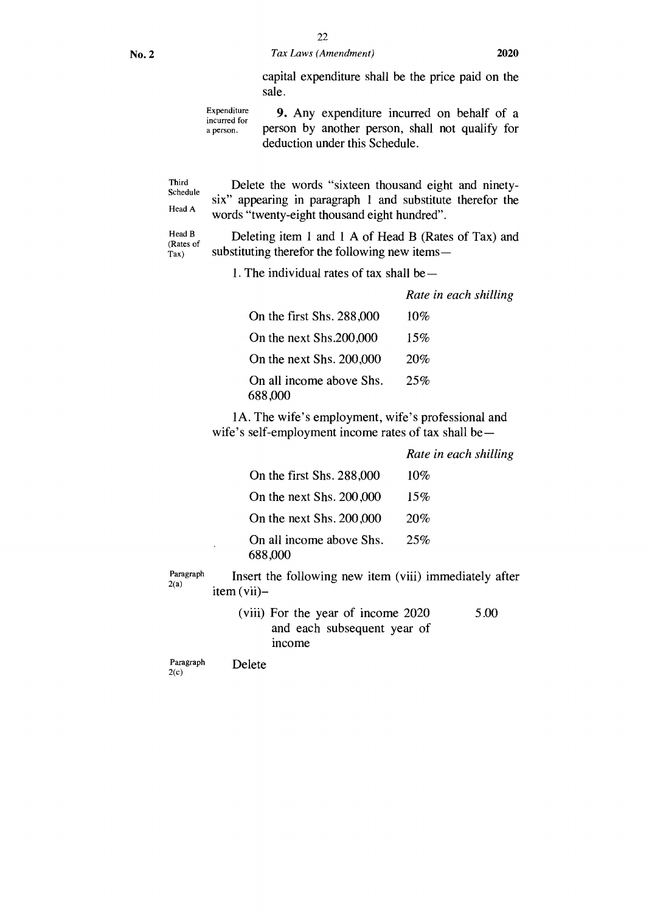capital expenditure shall be the price paid on the sale.

Expenditure incurred for a person.

**9.** Any expenditure incurred on behalf of a person by another person, shall not qualify for deduction under this Schedule.

Third Schedule

Head A

Delete the words "sixteen thousand eight and ninety-six" appearing in paragraph 1 and substitute therefor the words "twenty-eight thousand eight hundred".

Head B (Rates of Tax)

Deleting item 1 and 1 A of Head B (Rates of Tax) and substituting therefor the following new items—

1. The individual rates of tax shall be—

| | *Rate in each shilling* |
|---|---|
| On the first Shs. 288,000 | 10% |
| On the next Shs.200,000 | 15% |
| On the next Shs. 200,000 | 20% |
| On all income above Shs. 688,000 | 25% |

1A. The wife's employment, wife's professional and wife's self-employment income rates of tax shall be—

| | *Rate in each shilling* |
|---|---|
| On the first Shs. 288,000 | 10% |
| On the next Shs. 200,000 | 15% |
| On the next Shs. 200,000 | 20% |
| On all income above Shs. 688,000 | 25% |

Paragraph 2(a)

Insert the following new item (viii) immediately after item (vii)–

(viii) For the year of income 2020 and each subsequent year of income 5.00

Paragraph 2(c)

Delete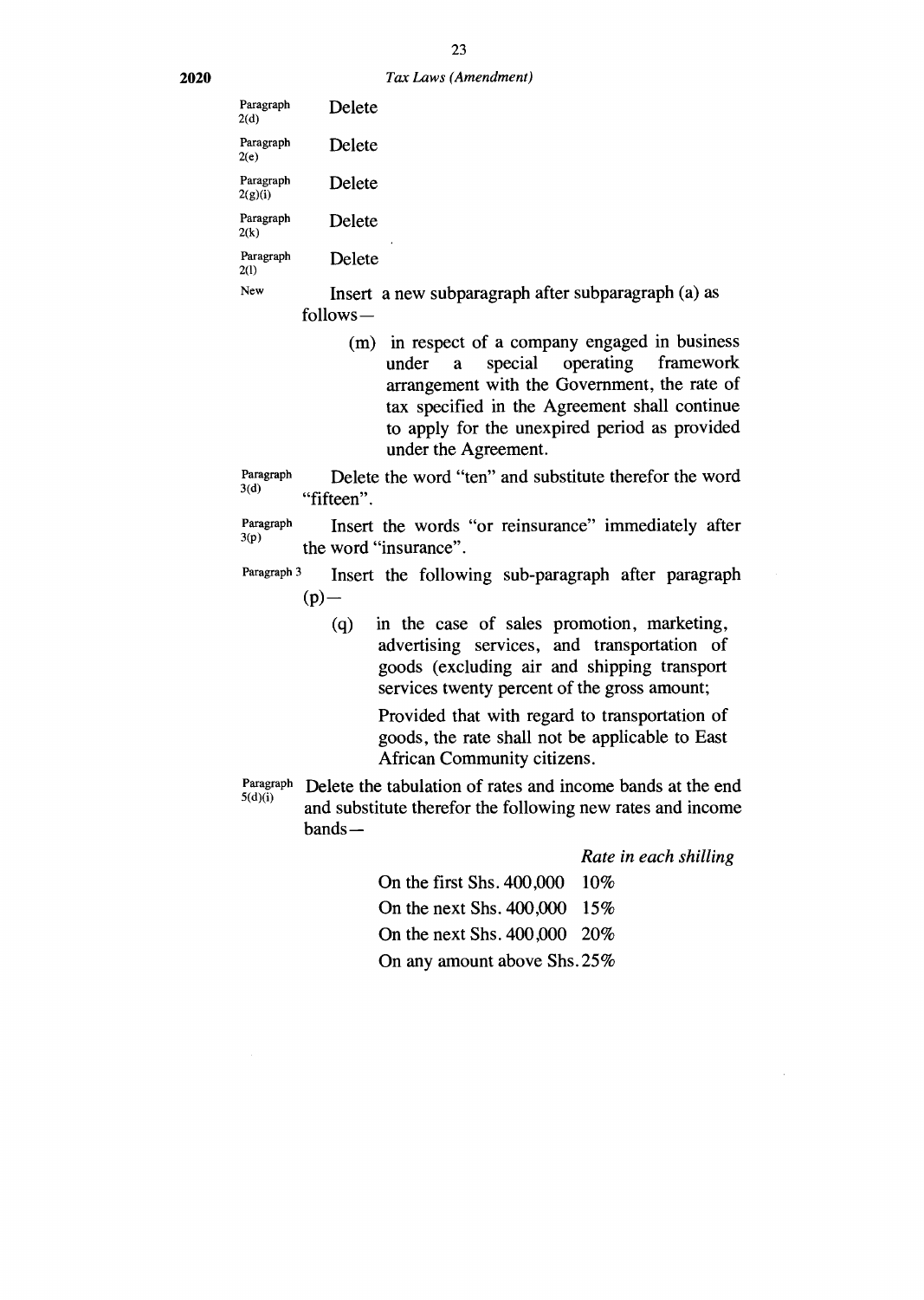Paragraph 2(d) Delete

Paragraph 2(e) Delete

Paragraph 2(g)(i) Delete

Paragraph 2(k) Delete

Paragraph 2(l) Delete

New Insert a new subparagraph after subparagraph (a) as follows—

(m) in respect of a company engaged in business under a special operating framework arrangement with the Government, the rate of tax specified in the Agreement shall continue to apply for the unexpired period as provided under the Agreement.

Paragraph 3(d) Delete the word "ten" and substitute therefor the word "fifteen".

Paragraph 3(p) Insert the words "or reinsurance" immediately after the word "insurance".

Paragraph 3 Insert the following sub-paragraph after paragraph (p)—

(q) in the case of sales promotion, marketing, advertising services, and transportation of goods (excluding air and shipping transport services twenty percent of the gross amount;

Provided that with regard to transportation of goods, the rate shall not be applicable to East African Community citizens.

Paragraph 5(d)(i) Delete the tabulation of rates and income bands at the end and substitute therefor the following new rates and income bands—

| | *Rate in each shilling* |
|---|---|
| On the first Shs. 400,000 | 10% |
| On the next Shs. 400,000 | 15% |
| On the next Shs. 400,000 | 20% |
| On any amount above Shs. | 25% |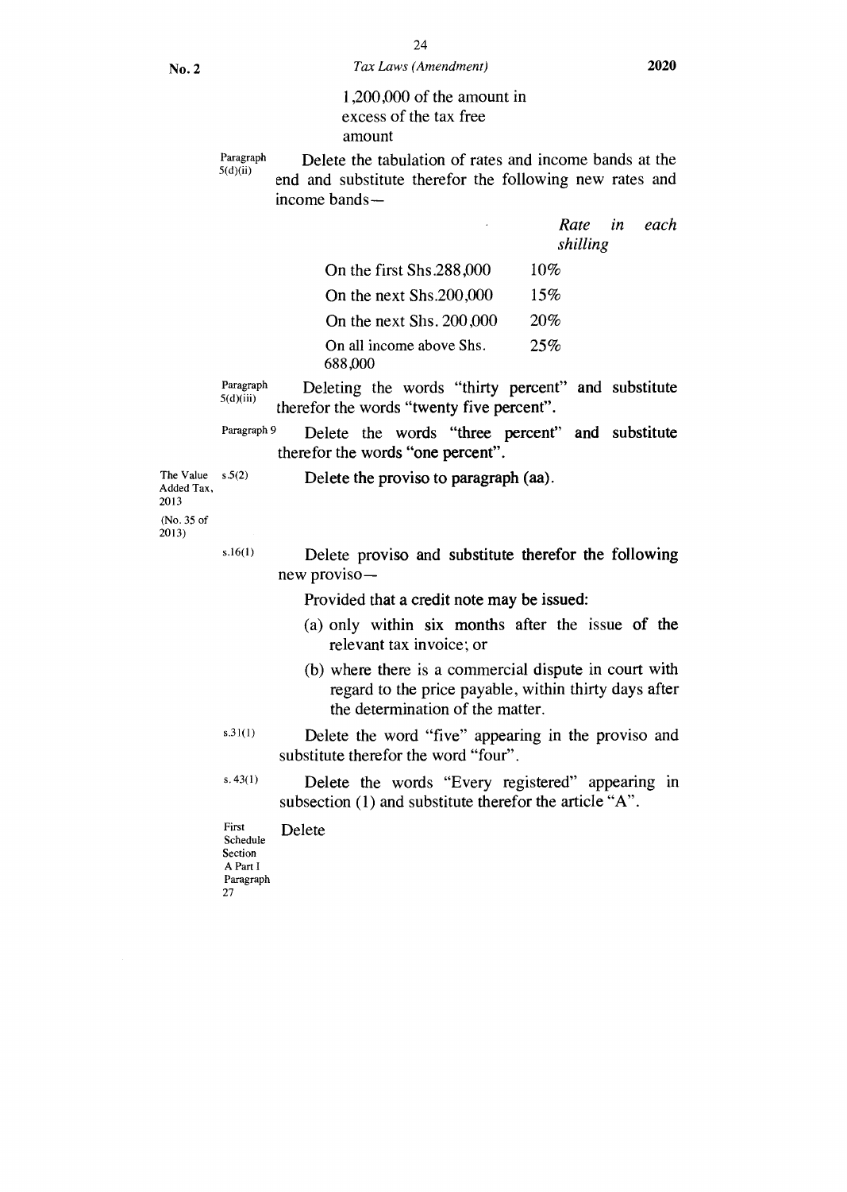1,200,000 of the amount in excess of the tax free amount

Paragraph 5(d)(ii) Delete the tabulation of rates and income bands at the end and substitute therefor the following new rates and income bands—

| | *Rate in each shilling* |
|---|---|
| On the first Shs.288,000 | 10% |
| On the next Shs.200,000 | 15% |
| On the next Shs. 200,000 | 20% |
| On all income above Shs. 688,000 | 25% |

Paragraph 5(d)(iii) Deleting the words "thirty percent" and substitute therefor the words "twenty five percent".

Paragraph 9 Delete the words "three percent" and substitute therefor the words "one percent".

The Value Added Tax, 2013 (No. 35 of 2013)

s.5(2) Delete the proviso to paragraph (aa).

s.16(1) Delete proviso and substitute therefor the following new proviso—

Provided that a credit note may be issued:

(a) only within six months after the issue of the relevant tax invoice; or

(b) where there is a commercial dispute in court with regard to the price payable, within thirty days after the determination of the matter.

s.31(1) Delete the word "five" appearing in the proviso and substitute therefor the word "four".

s. 43(1) Delete the words "Every registered" appearing in subsection (1) and substitute therefor the article "A".

First Schedule Section A Part I Paragraph 27 Delete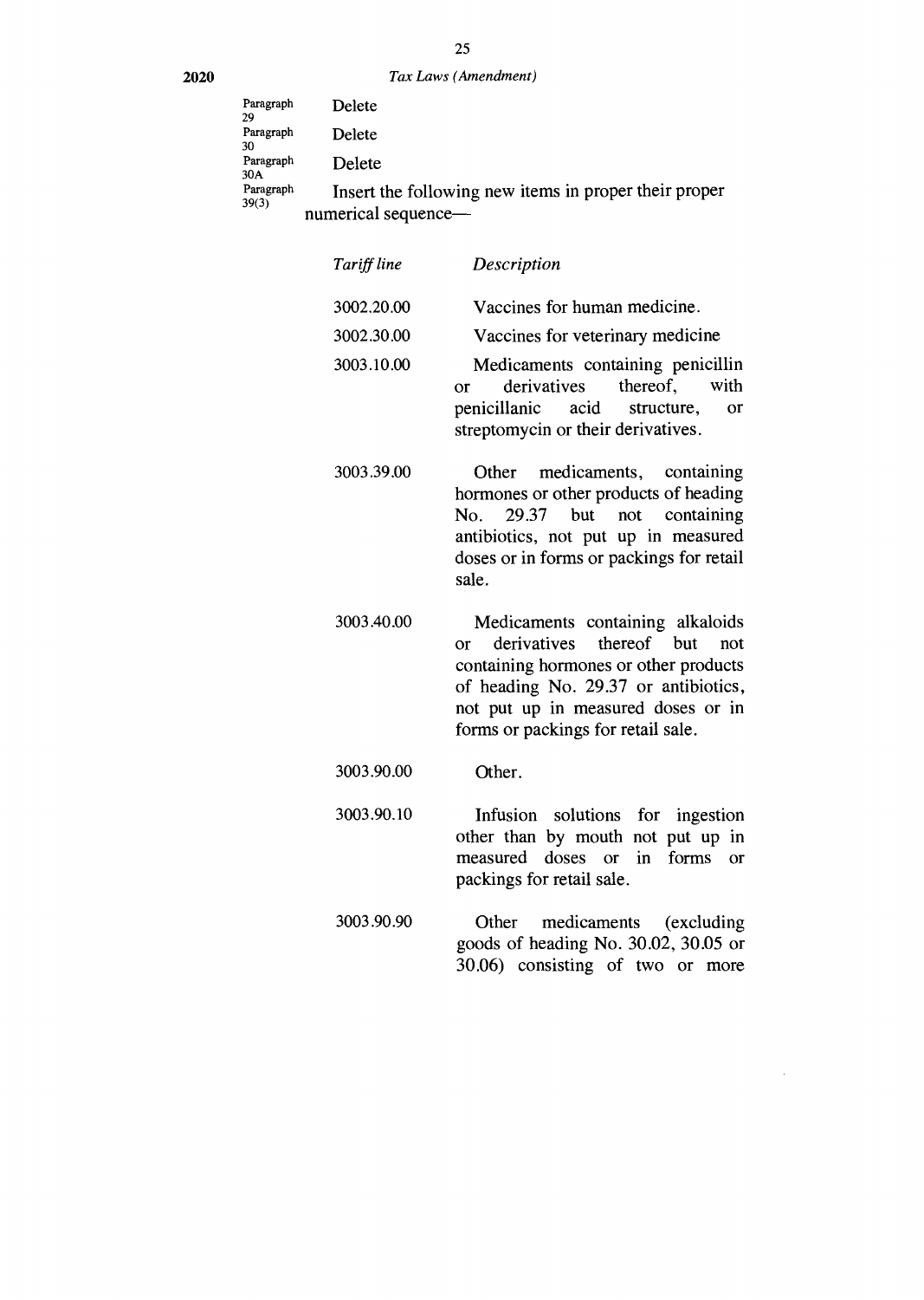| | |
|---|---|
| Paragraph 29 | Delete |
| Paragraph 30 | Delete |
| Paragraph 30A | Delete |
| Paragraph 39(3) | Insert the following new items in proper their proper numerical sequence— |

| *Tariff line* | *Description* |
|---|---|
| 3002.20.00 | Vaccines for human medicine. |
| 3002.30.00 | Vaccines for veterinary medicine |
| 3003.10.00 | Medicaments containing penicillin or derivatives thereof, with penicillanic acid structure, or streptomycin or their derivatives. |
| 3003.39.00 | Other medicaments, containing hormones or other products of heading No. 29.37 but not containing antibiotics, not put up in measured doses or in forms or packings for retail sale. |
| 3003.40.00 | Medicaments containing alkaloids or derivatives thereof but not containing hormones or other products of heading No. 29.37 or antibiotics, not put up in measured doses or in forms or packings for retail sale. |
| 3003.90.00 | Other. |
| 3003.90.10 | Infusion solutions for ingestion other than by mouth not put up in measured doses or in forms or packings for retail sale. |
| 3003.90.90 | Other medicaments (excluding goods of heading No. 30.02, 30.05 or 30.06) consisting of two or more |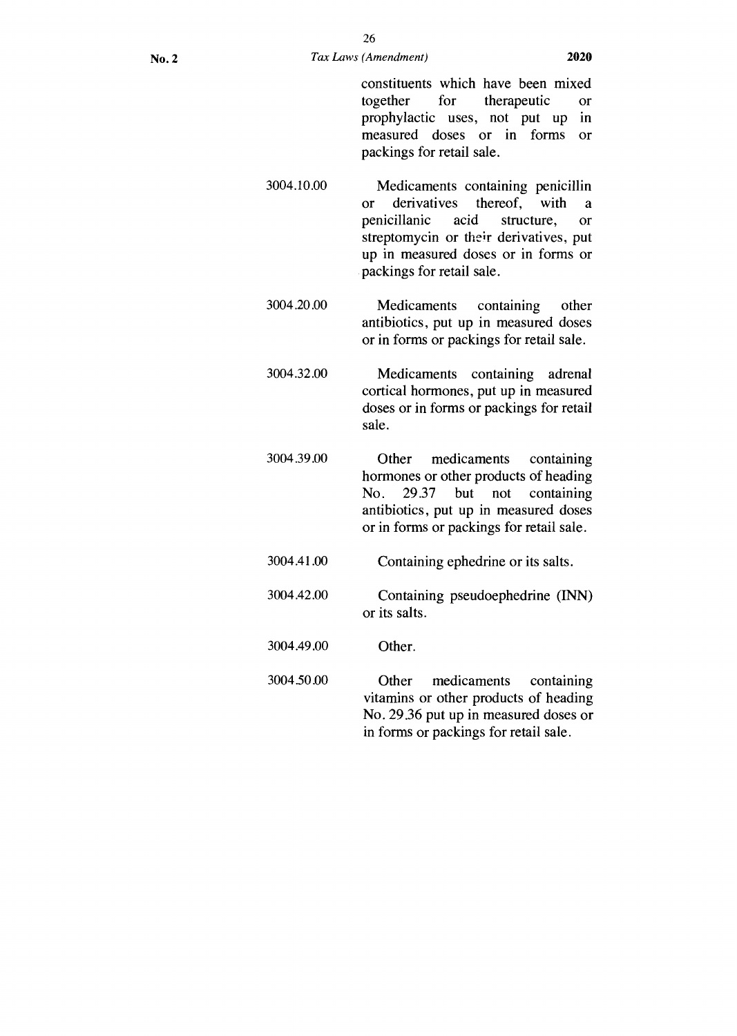| | |
|---|---|
| | constituents which have been mixed together for therapeutic or prophylactic uses, not put up in measured doses or in forms or packings for retail sale. |
| 3004.10.00 | Medicaments containing penicillin or derivatives thereof, with a penicillanic acid structure, or streptomycin or their derivatives, put up in measured doses or in forms or packings for retail sale. |
| 3004.20.00 | Medicaments containing other antibiotics, put up in measured doses or in forms or packings for retail sale. |
| 3004.32.00 | Medicaments containing adrenal cortical hormones, put up in measured doses or in forms or packings for retail sale. |
| 3004.39.00 | Other medicaments containing hormones or other products of heading No. 29.37 but not containing antibiotics, put up in measured doses or in forms or packings for retail sale. |
| 3004.41.00 | Containing ephedrine or its salts. |
| 3004.42.00 | Containing pseudoephedrine (INN) or its salts. |
| 3004.49.00 | Other. |
| 3004.50.00 | Other medicaments containing vitamins or other products of heading No. 29.36 put up in measured doses or in forms or packings for retail sale. |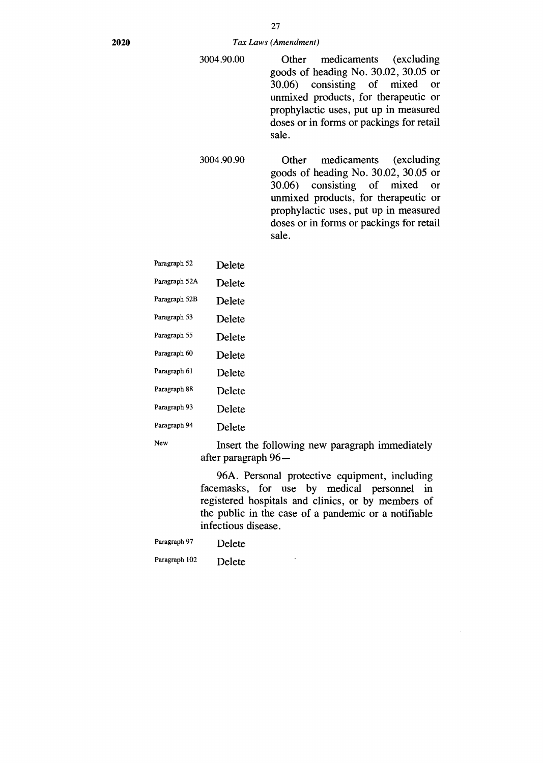3004.90.00 Other medicaments (excluding goods of heading No. 30.02, 30.05 or 30.06) consisting of mixed or unmixed products, for therapeutic or prophylactic uses, put up in measured doses or in forms or packings for retail sale.

3004.90.90 Other medicaments (excluding goods of heading No. 30.02, 30.05 or 30.06) consisting of mixed or unmixed products, for therapeutic or prophylactic uses, put up in measured doses or in forms or packings for retail sale.

| | |
|---|---|
| Paragraph 52 | Delete |
| Paragraph 52A | Delete |
| Paragraph 52B | Delete |
| Paragraph 53 | Delete |
| Paragraph 55 | Delete |
| Paragraph 60 | Delete |
| Paragraph 61 | Delete |
| Paragraph 88 | Delete |
| Paragraph 93 | Delete |
| Paragraph 94 | Delete |
| New | Insert the following new paragraph immediately after paragraph 96— |

96A. Personal protective equipment, including facemasks, for use by medical personnel in registered hospitals and clinics, or by members of the public in the case of a pandemic or a notifiable infectious disease.

| | |
|---|---|
| Paragraph 97 | Delete |
| Paragraph 102 | Delete |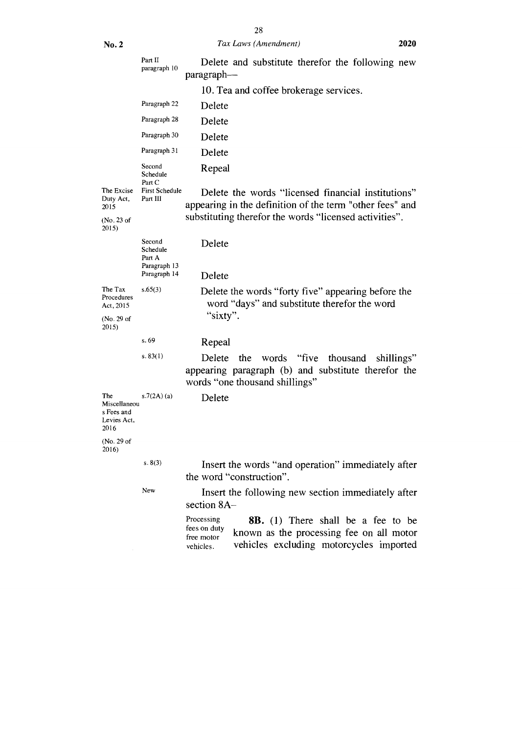| | | |
|---|---|---|
| | Part II paragraph 10 | Delete and substitute therefor the following new paragraph—<br><br>10. Tea and coffee brokerage services. |
| | Paragraph 22 | Delete |
| | Paragraph 28 | Delete |
| | Paragraph 30 | Delete |
| | Paragraph 31 | Delete |
| | Second Schedule Part C | Repeal |
| The Excise Duty Act, 2015<br><br>(No. 23 of 2015) | First Schedule Part III | Delete the words "licensed financial institutions" appearing in the definition of the term "other fees" and substituting therefor the words "licensed activities". |
| | Second Schedule Part A Paragraph 13 | Delete |
| | Paragraph 14 | Delete |
| The Tax Procedures Act, 2015<br><br>(No. 29 of 2015) | s.65(3) | Delete the words "forty five" appearing before the word "days" and substitute therefor the word "sixty". |
| | s. 69 | Repeal |
| | s. 83(1) | Delete the words "five thousand shillings" appearing paragraph (b) and substitute therefor the words "one thousand shillings" |
| The Miscellaneous Fees and Levies Act, 2016<br><br>(No. 29 of 2016) | s.7(2A) (a) | Delete |
| | s. 8(3) | Insert the words "and operation" immediately after the word "construction". |
| | New | Insert the following new section immediately after section 8A–<br><br>Processing fees on duty free motor vehicles.<br><br>**8B.** (1) There shall be a fee to be known as the processing fee on all motor vehicles excluding motorcycles imported |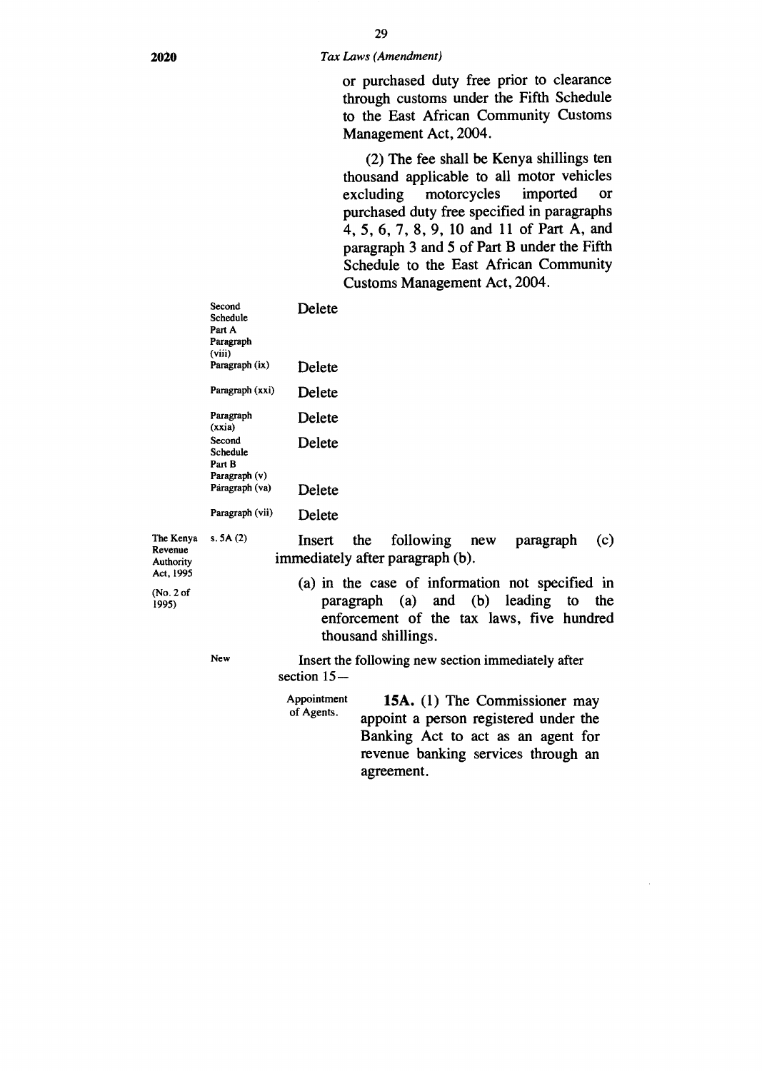or purchased duty free prior to clearance through customs under the Fifth Schedule to the East African Community Customs Management Act, 2004.

(2) The fee shall be Kenya shillings ten thousand applicable to all motor vehicles excluding motorcycles imported or purchased duty free specified in paragraphs 4, 5, 6, 7, 8, 9, 10 and 11 of Part A, and paragraph 3 and 5 of Part B under the Fifth Schedule to the East African Community Customs Management Act, 2004.

| | | |
|---|---|---|
| | Second Schedule Part A Paragraph (viii) | Delete |
| | Paragraph (ix) | Delete |
| | Paragraph (xxi) | Delete |
| | Paragraph (xxia) | Delete |
| | Second Schedule Part B Paragraph (v) | Delete |
| | Paragraph (va) | Delete |
| | Paragraph (vii) | Delete |
| The Kenya Revenue Authority Act, 1995 (No. 2 of 1995) | s. 5A (2) | Insert the following new paragraph (c) immediately after paragraph (b). (a) in the case of information not specified in paragraph (a) and (b) leading to the enforcement of the tax laws, five hundred thousand shillings. |
| | New | Insert the following new section immediately after section 15— Appointment of Agents. **15A.** (1) The Commissioner may appoint a person registered under the Banking Act to act as an agent for revenue banking services through an agreement. |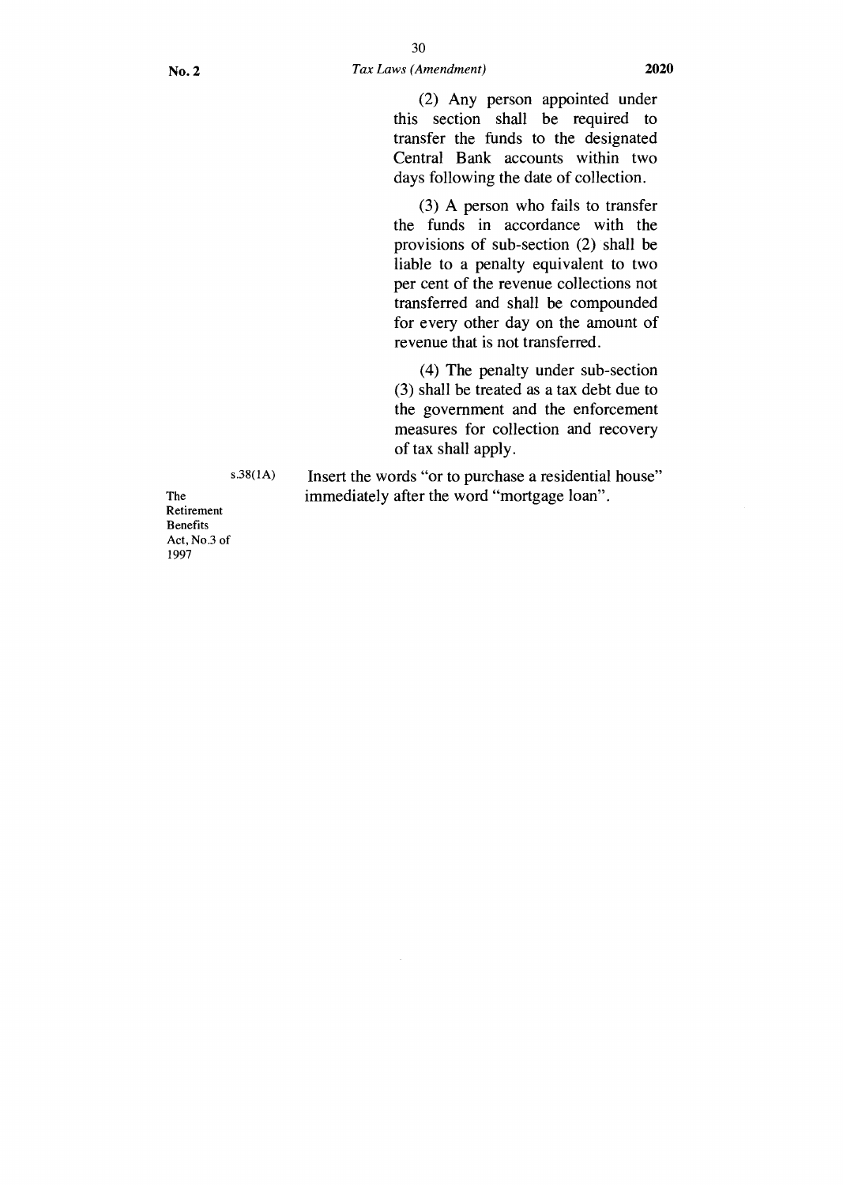(2) Any person appointed under this section shall be required to transfer the funds to the designated Central Bank accounts within two days following the date of collection.

(3) A person who fails to transfer the funds in accordance with the provisions of sub-section (2) shall be liable to a penalty equivalent to two per cent of the revenue collections not transferred and shall be compounded for every other day on the amount of revenue that is not transferred.

(4) The penalty under sub-section (3) shall be treated as a tax debt due to the government and the enforcement measures for collection and recovery of tax shall apply.

The Retirement Benefits Act, No.3 of 1997

s.38(1A) Insert the words "or to purchase a residential house" immediately after the word "mortgage loan".